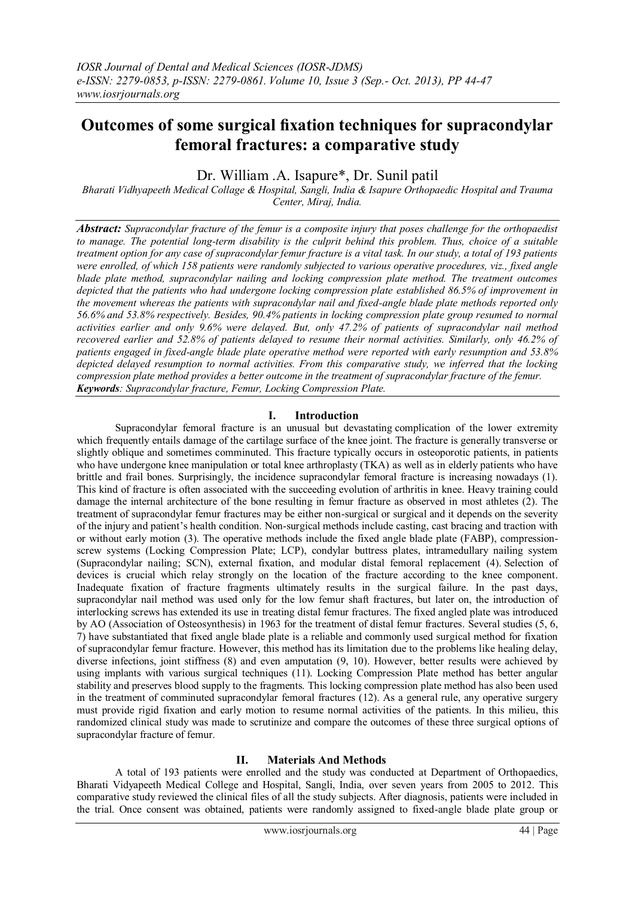IOSR Journal of Dental and Medical Sciences (IOSR-JDMS)
e-ISSN: 2279-0853, p-ISSN: 2279-0861. Volume 10, Issue 3 (Sep.- Oct. 2013), PP 44-47
www.iosrjournals.org

# Outcomes of some surgical fixation techniques for supracondylar femoral fractures: a comparative study

Dr. William .A. Isapure*, Dr. Sunil patil

*Bharati Vidhyapeeth Medical Collage & Hospital, Sangli, India & Isapure Orthopaedic Hospital and Trauma Center, Miraj, India.*

***Abstract:*** *Supracondylar fracture of the femur is a composite injury that poses challenge for the orthopaedist to manage. The potential long-term disability is the culprit behind this problem. Thus, choice of a suitable treatment option for any case of supracondylar femur fracture is a vital task. In our study, a total of 193 patients were enrolled, of which 158 patients were randomly subjected to various operative procedures, viz., fixed angle blade plate method, supracondylar nailing and locking compression plate method. The treatment outcomes depicted that the patients who had undergone locking compression plate established 86.5% of improvement in the movement whereas the patients with supracondylar nail and fixed-angle blade plate methods reported only 56.6% and 53.8% respectively. Besides, 90.4% patients in locking compression plate group resumed to normal activities earlier and only 9.6% were delayed. But, only 47.2% of patients of supracondylar nail method recovered earlier and 52.8% of patients delayed to resume their normal activities. Similarly, only 46.2% of patients engaged in fixed-angle blade plate operative method were reported with early resumption and 53.8% depicted delayed resumption to normal activities. From this comparative study, we inferred that the locking compression plate method provides a better outcome in the treatment of supracondylar fracture of the femur.*

***Keywords****: Supracondylar fracture, Femur, Locking Compression Plate.*

## I. Introduction

Supracondylar femoral fracture is an unusual but devastating complication of the lower extremity which frequently entails damage of the cartilage surface of the knee joint. The fracture is generally transverse or slightly oblique and sometimes comminuted. This fracture typically occurs in osteoporotic patients, in patients who have undergone knee manipulation or total knee arthroplasty (TKA) as well as in elderly patients who have brittle and frail bones. Surprisingly, the incidence supracondylar femoral fracture is increasing nowadays (1). This kind of fracture is often associated with the succeeding evolution of arthritis in knee. Heavy training could damage the internal architecture of the bone resulting in femur fracture as observed in most athletes (2). The treatment of supracondylar femur fractures may be either non-surgical or surgical and it depends on the severity of the injury and patient's health condition. Non-surgical methods include casting, cast bracing and traction with or without early motion (3). The operative methods include the fixed angle blade plate (FABP), compression-screw systems (Locking Compression Plate; LCP), condylar buttress plates, intramedullary nailing system (Supracondylar nailing; SCN), external fixation, and modular distal femoral replacement (4). Selection of devices is crucial which relay strongly on the location of the fracture according to the knee component. Inadequate fixation of fracture fragments ultimately results in the surgical failure. In the past days, supracondylar nail method was used only for the low femur shaft fractures, but later on, the introduction of interlocking screws has extended its use in treating distal femur fractures. The fixed angled plate was introduced by AO (Association of Osteosynthesis) in 1963 for the treatment of distal femur fractures. Several studies (5, 6, 7) have substantiated that fixed angle blade plate is a reliable and commonly used surgical method for fixation of supracondylar femur fracture. However, this method has its limitation due to the problems like healing delay, diverse infections, joint stiffness (8) and even amputation (9, 10). However, better results were achieved by using implants with various surgical techniques (11). This Locking Compression Plate method has better angular stability and preserves blood supply to the fragments. This locking compression plate method has also been used in the treatment of comminuted supracondylar femoral fractures (12). As a general rule, any operative surgery must provide rigid fixation and early motion to resume normal activities of the patients. In this milieu, this randomized clinical study was made to scrutinize and compare the outcomes of these three surgical options of supracondylar fracture of femur.

## II. Materials And Methods

A total of 193 patients were enrolled and the study was conducted at Department of Orthopaedics, Bharati Vidyapeeth Medical College and Hospital, Sangli, India, over seven years from 2005 to 2012. This comparative study reviewed the clinical files of all the study subjects. After diagnosis, patients were included in the trial. Once consent was obtained, patients were randomly assigned to fixed-angle blade plate group or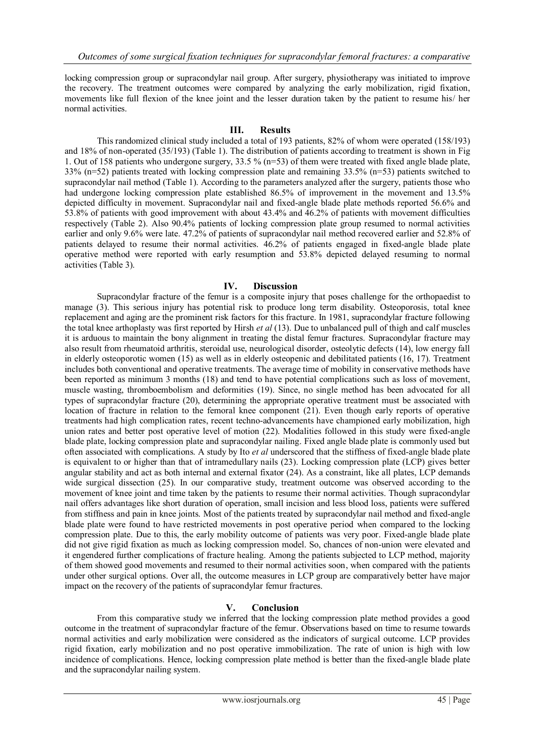locking compression group or supracondylar nail group. After surgery, physiotherapy was initiated to improve the recovery. The treatment outcomes were compared by analyzing the early mobilization, rigid fixation, movements like full flexion of the knee joint and the lesser duration taken by the patient to resume his/ her normal activities.

## III. Results

This randomized clinical study included a total of 193 patients, 82% of whom were operated (158/193) and 18% of non-operated (35/193) (Table 1). The distribution of patients according to treatment is shown in Fig 1. Out of 158 patients who undergone surgery, 33.5 % (n=53) of them were treated with fixed angle blade plate, 33% (n=52) patients treated with locking compression plate and remaining 33.5% (n=53) patients switched to supracondylar nail method (Table 1). According to the parameters analyzed after the surgery, patients those who had undergone locking compression plate established 86.5% of improvement in the movement and 13.5% depicted difficulty in movement. Supracondylar nail and fixed-angle blade plate methods reported 56.6% and 53.8% of patients with good improvement with about 43.4% and 46.2% of patients with movement difficulties respectively (Table 2). Also 90.4% patients of locking compression plate group resumed to normal activities earlier and only 9.6% were late. 47.2% of patients of supracondylar nail method recovered earlier and 52.8% of patients delayed to resume their normal activities. 46.2% of patients engaged in fixed-angle blade plate operative method were reported with early resumption and 53.8% depicted delayed resuming to normal activities (Table 3).

## IV. Discussion

Supracondylar fracture of the femur is a composite injury that poses challenge for the orthopaedist to manage (3). This serious injury has potential risk to produce long term disability. Osteoporosis, total knee replacement and aging are the prominent risk factors for this fracture. In 1981, supracondylar fracture following the total knee arthoplasty was first reported by Hirsh *et al* (13). Due to unbalanced pull of thigh and calf muscles it is arduous to maintain the bony alignment in treating the distal femur fractures. Supracondylar fracture may also result from rheumatoid arthritis, steroidal use, neurological disorder, osteolytic defects (14), low energy fall in elderly osteoporotic women (15) as well as in elderly osteopenic and debilitated patients (16, 17). Treatment includes both conventional and operative treatments. The average time of mobility in conservative methods have been reported as minimum 3 months (18) and tend to have potential complications such as loss of movement, muscle wasting, thromboembolism and deformities (19). Since, no single method has been advocated for all types of supracondylar fracture (20), determining the appropriate operative treatment must be associated with location of fracture in relation to the femoral knee component (21). Even though early reports of operative treatments had high complication rates, recent techno-advancements have championed early mobilization, high union rates and better post operative level of motion (22). Modalities followed in this study were fixed-angle blade plate, locking compression plate and supracondylar nailing. Fixed angle blade plate is commonly used but often associated with complications. A study by Ito *et al* underscored that the stiffness of fixed-angle blade plate is equivalent to or higher than that of intramedullary nails (23). Locking compression plate (LCP) gives better angular stability and act as both internal and external fixator (24). As a constraint, like all plates, LCP demands wide surgical dissection (25). In our comparative study, treatment outcome was observed according to the movement of knee joint and time taken by the patients to resume their normal activities. Though supracondylar nail offers advantages like short duration of operation, small incision and less blood loss, patients were suffered from stiffness and pain in knee joints. Most of the patients treated by supracondylar nail method and fixed-angle blade plate were found to have restricted movements in post operative period when compared to the locking compression plate. Due to this, the early mobility outcome of patients was very poor. Fixed-angle blade plate did not give rigid fixation as much as locking compression model. So, chances of non-union were elevated and it engendered further complications of fracture healing. Among the patients subjected to LCP method, majority of them showed good movements and resumed to their normal activities soon, when compared with the patients under other surgical options. Over all, the outcome measures in LCP group are comparatively better have major impact on the recovery of the patients of supracondylar femur fractures.

## V. Conclusion

From this comparative study we inferred that the locking compression plate method provides a good outcome in the treatment of supracondylar fracture of the femur. Observations based on time to resume towards normal activities and early mobilization were considered as the indicators of surgical outcome. LCP provides rigid fixation, early mobilization and no post operative immobilization. The rate of union is high with low incidence of complications. Hence, locking compression plate method is better than the fixed-angle blade plate and the supracondylar nailing system.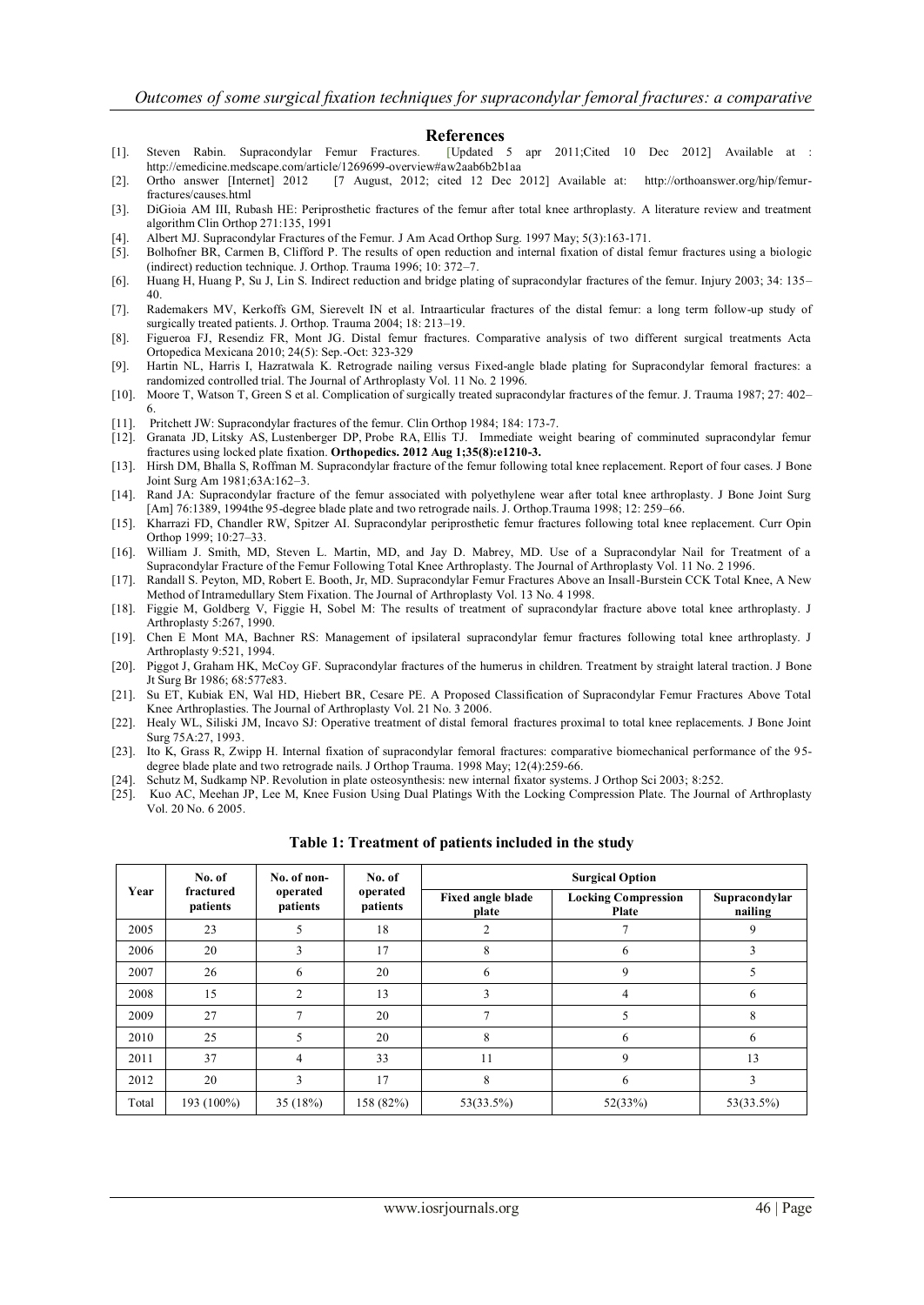## References

[1]. Steven Rabin. Supracondylar Femur Fractures. [Updated 5 apr 2011;Cited 10 Dec 2012] Available at : http://emedicine.medscape.com/article/1269699-overview#aw2aab6b2b1aa

[2]. Ortho answer [Internet] 2012 [7 August, 2012; cited 12 Dec 2012] Available at: http://orthoanswer.org/hip/femur-fractures/causes.html

[3]. DiGioia AM III, Rubash HE: Periprosthetic fractures of the femur after total knee arthroplasty. A literature review and treatment algorithm Clin Orthop 271:135, 1991

[4]. Albert MJ. Supracondylar Fractures of the Femur. J Am Acad Orthop Surg. 1997 May; 5(3):163-171.

[5]. Bolhofner BR, Carmen B, Clifford P. The results of open reduction and internal fixation of distal femur fractures using a biologic (indirect) reduction technique. J. Orthop. Trauma 1996; 10: 372–7.

[6]. Huang H, Huang P, Su J, Lin S. Indirect reduction and bridge plating of supracondylar fractures of the femur. Injury 2003; 34: 135–40.

[7]. Rademakers MV, Kerkoffs GM, Sierevelt IN et al. Intraarticular fractures of the distal femur: a long term follow-up study of surgically treated patients. J. Orthop. Trauma 2004; 18: 213–19.

[8]. Figueroa FJ, Resendiz FR, Mont JG. Distal femur fractures. Comparative analysis of two different surgical treatments Acta Ortopedica Mexicana 2010; 24(5): Sep.-Oct: 323-329

[9]. Hartin NL, Harris I, Hazratwala K. Retrograde nailing versus Fixed-angle blade plating for Supracondylar femoral fractures: a randomized controlled trial. The Journal of Arthroplasty Vol. 11 No. 2 1996.

[10]. Moore T, Watson T, Green S et al. Complication of surgically treated supracondylar fractures of the femur. J. Trauma 1987; 27: 402–6.

[11]. Pritchett JW: Supracondylar fractures of the femur. Clin Orthop 1984; 184: 173-7.

[12]. Granata JD, Litsky AS, Lustenberger DP, Probe RA, Ellis TJ. Immediate weight bearing of comminuted supracondylar femur fractures using locked plate fixation. **Orthopedics. 2012 Aug 1;35(8):e1210-3.**

[13]. Hirsh DM, Bhalla S, Roffman M. Supracondylar fracture of the femur following total knee replacement. Report of four cases. J Bone Joint Surg Am 1981;63A:162–3.

[14]. Rand JA: Supracondylar fracture of the femur associated with polyethylene wear after total knee arthroplasty. J Bone Joint Surg [Am] 76:1389, 1994the 95-degree blade plate and two retrograde nails. J. Orthop.Trauma 1998; 12: 259–66.

[15]. Kharrazi FD, Chandler RW, Spitzer AI. Supracondylar periprosthetic femur fractures following total knee replacement. Curr Opin Orthop 1999; 10:27–33.

[16]. William J. Smith, MD, Steven L. Martin, MD, and Jay D. Mabrey, MD. Use of a Supracondylar Nail for Treatment of a Supracondylar Fracture of the Femur Following Total Knee Arthroplasty. The Journal of Arthroplasty Vol. 11 No. 2 1996.

[17]. Randall S. Peyton, MD, Robert E. Booth, Jr, MD. Supracondylar Femur Fractures Above an Insall-Burstein CCK Total Knee, A New Method of Intramedullary Stem Fixation. The Journal of Arthroplasty Vol. 13 No. 4 1998.

[18]. Figgie M, Goldberg V, Figgie H, Sobel M: The results of treatment of supracondylar fracture above total knee arthroplasty. J Arthroplasty 5:267, 1990.

[19]. Chen E Mont MA, Bachner RS: Management of ipsilateral supracondylar femur fractures following total knee arthroplasty. J Arthroplasty 9:521, 1994.

[20]. Piggot J, Graham HK, McCoy GF. Supracondylar fractures of the humerus in children. Treatment by straight lateral traction. J Bone Jt Surg Br 1986; 68:577e83.

[21]. Su ET, Kubiak EN, Wal HD, Hiebert BR, Cesare PE. A Proposed Classification of Supracondylar Femur Fractures Above Total Knee Arthroplasties. The Journal of Arthroplasty Vol. 21 No. 3 2006.

[22]. Healy WL, Siliski JM, Incavo SJ: Operative treatment of distal femoral fractures proximal to total knee replacements. J Bone Joint Surg 75A:27, 1993.

[23]. Ito K, Grass R, Zwipp H. Internal fixation of supracondylar femoral fractures: comparative biomechanical performance of the 95-degree blade plate and two retrograde nails. J Orthop Trauma. 1998 May; 12(4):259-66.

[24]. Schutz M, Sudkamp NP. Revolution in plate osteosynthesis: new internal fixator systems. J Orthop Sci 2003; 8:252.

[25]. Kuo AC, Meehan JP, Lee M, Knee Fusion Using Dual Platings With the Locking Compression Plate. The Journal of Arthroplasty Vol. 20 No. 6 2005.

**Table 1: Treatment of patients included in the study**

| Year | No. of fractured patients | No. of non-operated patients | No. of operated patients | Surgical Option | | |
|---|---|---|---|---|---|---|
| | | | | Fixed angle blade plate | Locking Compression Plate | Supracondylar nailing |
| 2005 | 23 | 5 | 18 | 2 | 7 | 9 |
| 2006 | 20 | 3 | 17 | 8 | 6 | 3 |
| 2007 | 26 | 6 | 20 | 6 | 9 | 5 |
| 2008 | 15 | 2 | 13 | 3 | 4 | 6 |
| 2009 | 27 | 7 | 20 | 7 | 5 | 8 |
| 2010 | 25 | 5 | 20 | 8 | 6 | 6 |
| 2011 | 37 | 4 | 33 | 11 | 9 | 13 |
| 2012 | 20 | 3 | 17 | 8 | 6 | 3 |
| Total | 193 (100%) | 35 (18%) | 158 (82%) | 53(33.5%) | 52(33%) | 53(33.5%) |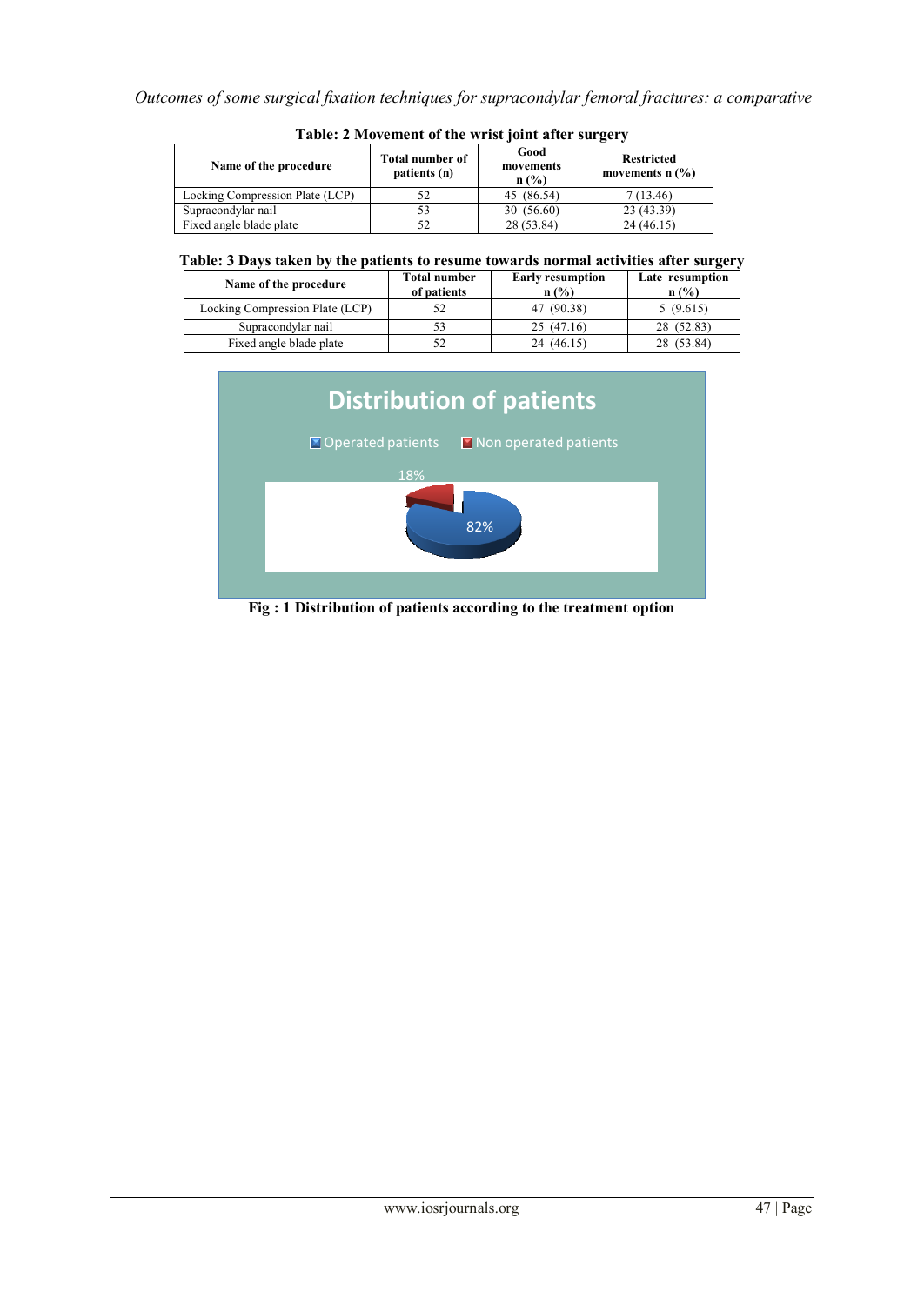**Table: 2 Movement of the wrist joint after surgery**

| Name of the procedure | Total number of patients (n) | Good movements n (%) | Restricted movements n (%) |
|---|---|---|---|
| Locking Compression Plate (LCP) | 52 | 45 (86.54) | 7 (13.46) |
| Supracondylar nail | 53 | 30 (56.60) | 23 (43.39) |
| Fixed angle blade plate | 52 | 28 (53.84) | 24 (46.15) |

**Table: 3 Days taken by the patients to resume towards normal activities after surgery**

| Name of the procedure | Total number of patients | Early resumption n (%) | Late resumption n (%) |
|---|---|---|---|
| Locking Compression Plate (LCP) | 52 | 47 (90.38) | 5 (9.615) |
| Supracondylar nail | 53 | 25 (47.16) | 28 (52.83) |
| Fixed angle blade plate | 52 | 24 (46.15) | 28 (53.84) |

Distribution of patients

Operated patients
Non operated patients

18%

82%

**Fig : 1 Distribution of patients according to the treatment option**